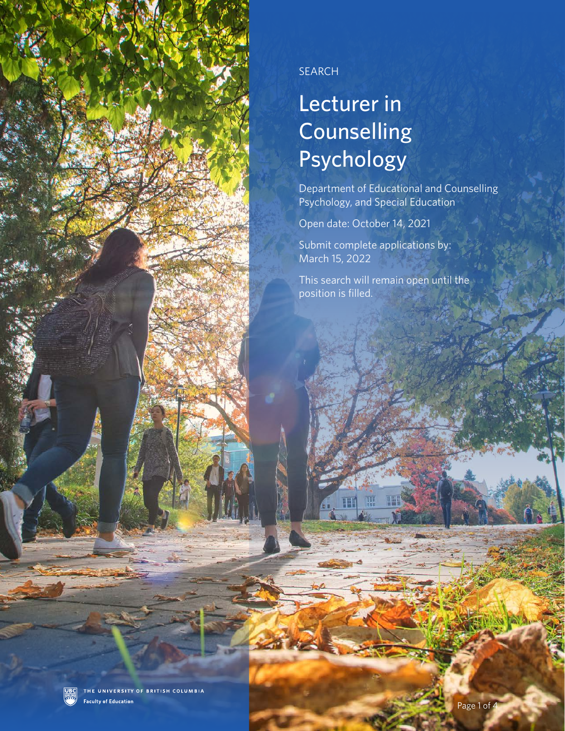SEARCH

# Lecturer in Counselling Psychology

Department of Educational and Counselling Psychology, and Special Education

Open date: October 14, 2021

Submit complete applications by: March 15, 2022

This search will remain open until the position is filled.

THE UNIVERSITY OF BRITISH COLUMBIA
Faculty of Education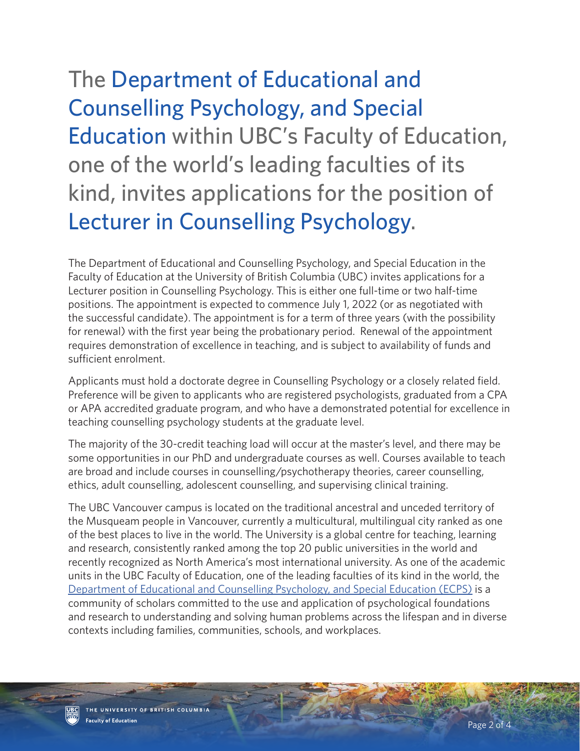# The Department of Educational and Counselling Psychology, and Special Education within UBC's Faculty of Education, one of the world's leading faculties of its kind, invites applications for the position of Lecturer in Counselling Psychology.

The Department of Educational and Counselling Psychology, and Special Education in the Faculty of Education at the University of British Columbia (UBC) invites applications for a Lecturer position in Counselling Psychology. This is either one full-time or two half-time positions. The appointment is expected to commence July 1, 2022 (or as negotiated with the successful candidate). The appointment is for a term of three years (with the possibility for renewal) with the first year being the probationary period. Renewal of the appointment requires demonstration of excellence in teaching, and is subject to availability of funds and sufficient enrolment.

Applicants must hold a doctorate degree in Counselling Psychology or a closely related field. Preference will be given to applicants who are registered psychologists, graduated from a CPA or APA accredited graduate program, and who have a demonstrated potential for excellence in teaching counselling psychology students at the graduate level.

The majority of the 30-credit teaching load will occur at the master's level, and there may be some opportunities in our PhD and undergraduate courses as well. Courses available to teach are broad and include courses in counselling/psychotherapy theories, career counselling, ethics, adult counselling, adolescent counselling, and supervising clinical training.

The UBC Vancouver campus is located on the traditional ancestral and unceded territory of the Musqueam people in Vancouver, currently a multicultural, multilingual city ranked as one of the best places to live in the world. The University is a global centre for teaching, learning and research, consistently ranked among the top 20 public universities in the world and recently recognized as North America's most international university. As one of the academic units in the UBC Faculty of Education, one of the leading faculties of its kind in the world, the Department of Educational and Counselling Psychology, and Special Education (ECPS) is a community of scholars committed to the use and application of psychological foundations and research to understanding and solving human problems across the lifespan and in diverse contexts including families, communities, schools, and workplaces.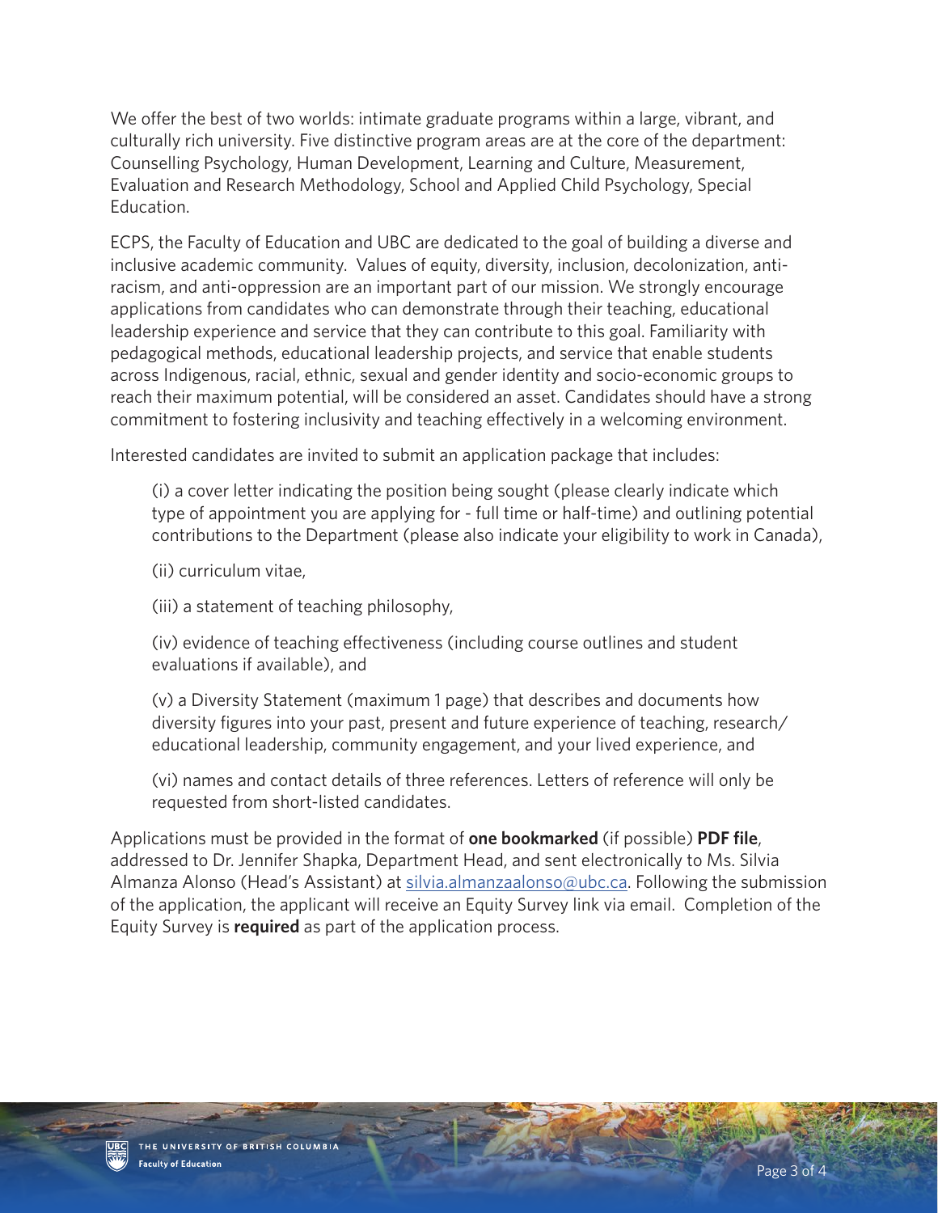We offer the best of two worlds: intimate graduate programs within a large, vibrant, and culturally rich university. Five distinctive program areas are at the core of the department: Counselling Psychology, Human Development, Learning and Culture, Measurement, Evaluation and Research Methodology, School and Applied Child Psychology, Special Education.

ECPS, the Faculty of Education and UBC are dedicated to the goal of building a diverse and inclusive academic community. Values of equity, diversity, inclusion, decolonization, anti-racism, and anti-oppression are an important part of our mission. We strongly encourage applications from candidates who can demonstrate through their teaching, educational leadership experience and service that they can contribute to this goal. Familiarity with pedagogical methods, educational leadership projects, and service that enable students across Indigenous, racial, ethnic, sexual and gender identity and socio-economic groups to reach their maximum potential, will be considered an asset. Candidates should have a strong commitment to fostering inclusivity and teaching effectively in a welcoming environment.

Interested candidates are invited to submit an application package that includes:

(i) a cover letter indicating the position being sought (please clearly indicate which type of appointment you are applying for - full time or half-time) and outlining potential contributions to the Department (please also indicate your eligibility to work in Canada),

(ii) curriculum vitae,

(iii) a statement of teaching philosophy,

(iv) evidence of teaching effectiveness (including course outlines and student evaluations if available), and

(v) a Diversity Statement (maximum 1 page) that describes and documents how diversity figures into your past, present and future experience of teaching, research/ educational leadership, community engagement, and your lived experience, and

(vi) names and contact details of three references. Letters of reference will only be requested from short-listed candidates.

Applications must be provided in the format of **one bookmarked** (if possible) **PDF file**, addressed to Dr. Jennifer Shapka, Department Head, and sent electronically to Ms. Silvia Almanza Alonso (Head's Assistant) at silvia.almanzaalonso@ubc.ca. Following the submission of the application, the applicant will receive an Equity Survey link via email. Completion of the Equity Survey is **required** as part of the application process.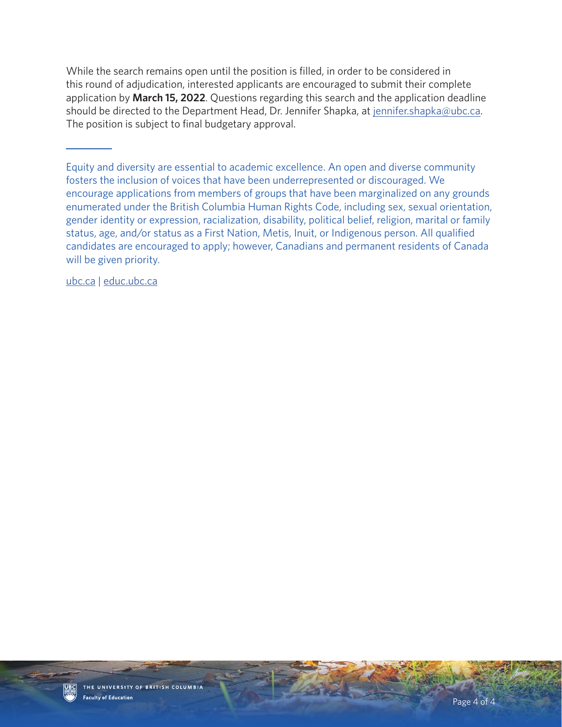While the search remains open until the position is filled, in order to be considered in this round of adjudication, interested applicants are encouraged to submit their complete application by **March 15, 2022**. Questions regarding this search and the application deadline should be directed to the Department Head, Dr. Jennifer Shapka, at jennifer.shapka@ubc.ca. The position is subject to final budgetary approval.

---

Equity and diversity are essential to academic excellence. An open and diverse community fosters the inclusion of voices that have been underrepresented or discouraged. We encourage applications from members of groups that have been marginalized on any grounds enumerated under the British Columbia Human Rights Code, including sex, sexual orientation, gender identity or expression, racialization, disability, political belief, religion, marital or family status, age, and/or status as a First Nation, Metis, Inuit, or Indigenous person. All qualified candidates are encouraged to apply; however, Canadians and permanent residents of Canada will be given priority.

ubc.ca | educ.ubc.ca